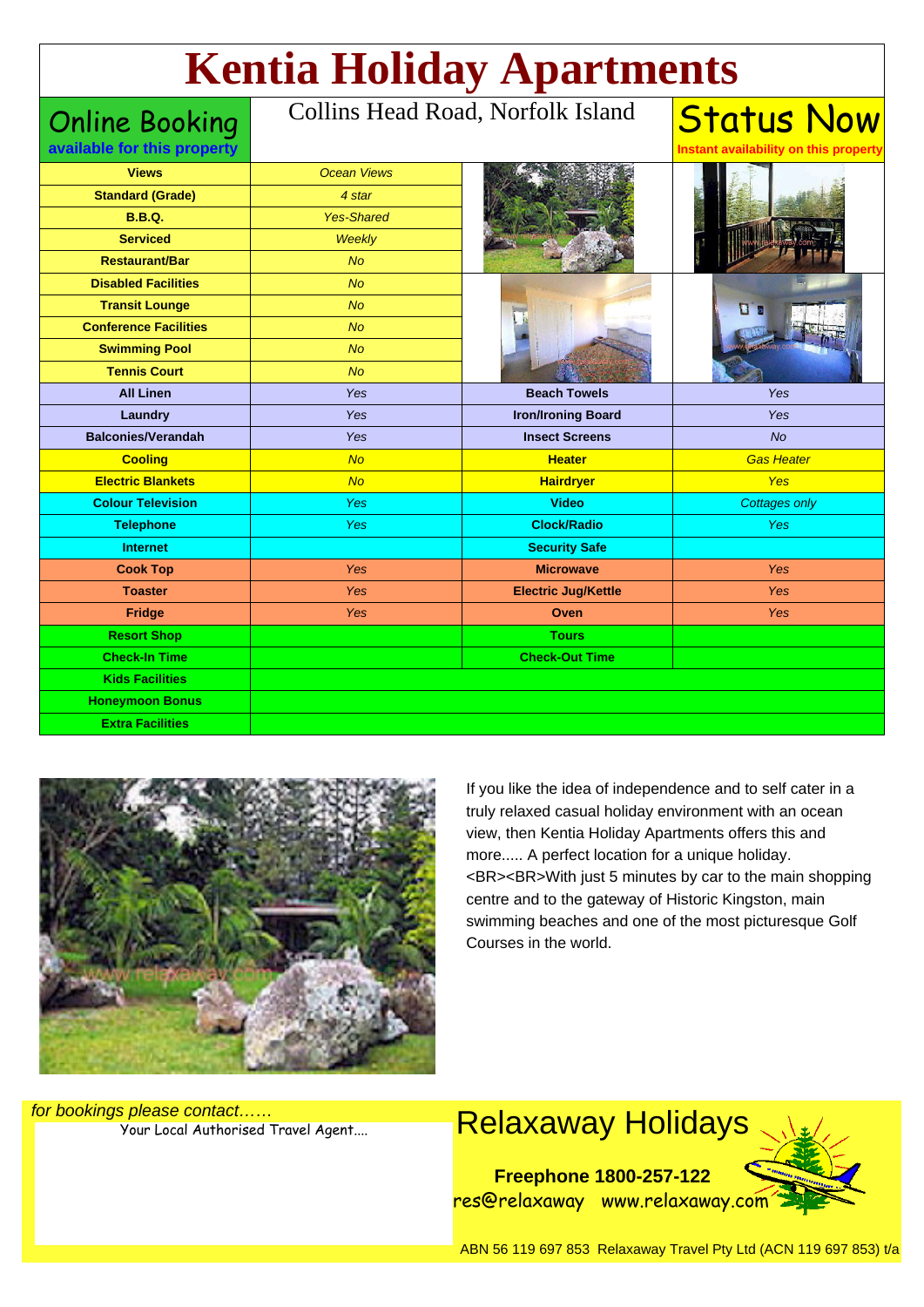# Kentia Holiday Apartments

**Online Booking**
**available for this property**

Collins Head Road, Norfolk Island

**Status Now**
**Instant availability on this property**

| Views | Ocean Views | | |
|---|---|---|---|
| Standard (Grade) | 4 star | | |
| B.B.Q. | Yes-Shared | | |
| Serviced | Weekly | | |
| Restaurant/Bar | No | | |
| Disabled Facilities | No | | |
| Transit Lounge | No | | |
| Conference Facilities | No | | |
| Swimming Pool | No | | |
| Tennis Court | No | | |
| All Linen | Yes | Beach Towels | Yes |
| Laundry | Yes | Iron/Ironing Board | Yes |
| Balconies/Verandah | Yes | Insect Screens | No |
| Cooling | No | Heater | Gas Heater |
| Electric Blankets | No | Hairdryer | Yes |
| Colour Television | Yes | Video | Cottages only |
| Telephone | Yes | Clock/Radio | Yes |
| Internet | | Security Safe | |
| Cook Top | Yes | Microwave | Yes |
| Toaster | Yes | Electric Jug/Kettle | Yes |
| Fridge | Yes | Oven | Yes |
| Resort Shop | | Tours | |
| Check-In Time | | Check-Out Time | |
| Kids Facilities | | | |
| Honeymoon Bonus | | | |
| Extra Facilities | | | |

If you like the idea of independence and to self cater in a truly relaxed casual holiday environment with an ocean view, then Kentia Holiday Apartments offers this and more..... A perfect location for a unique holiday. <BR><BR>With just 5 minutes by car to the main shopping centre and to the gateway of Historic Kingston, main swimming beaches and one of the most picturesque Golf Courses in the world.

*for bookings please contact……*

Your Local Authorised Travel Agent....

## Relaxaway Holidays

**Freephone 1800-257-122**

res@relaxaway www.relaxaway.com

ABN 56 119 697 853 Relaxaway Travel Pty Ltd (ACN 119 697 853) t/a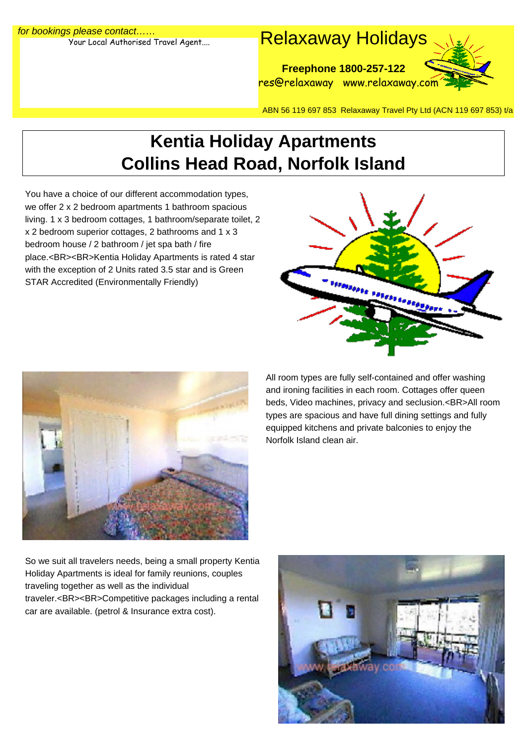*for bookings please contact……*

Your Local Authorised Travel Agent....

Relaxaway Holidays

**Freephone 1800-257-122**

res@relaxaway www.relaxaway.com

ABN 56 119 697 853 Relaxaway Travel Pty Ltd (ACN 119 697 853) t/a

# Kentia Holiday Apartments
# Collins Head Road, Norfolk Island

You have a choice of our different accommodation types, we offer 2 x 2 bedroom apartments 1 bathroom spacious living. 1 x 3 bedroom cottages, 1 bathroom/separate toilet, 2 x 2 bedroom superior cottages, 2 bathrooms and 1 x 3 bedroom house / 2 bathroom / jet spa bath / fire place.<BR><BR>Kentia Holiday Apartments is rated 4 star with the exception of 2 Units rated 3.5 star and is Green STAR Accredited (Environmentally Friendly)

All room types are fully self-contained and offer washing and ironing facilities in each room. Cottages offer queen beds, Video machines, privacy and seclusion.<BR>All room types are spacious and have full dining settings and fully equipped kitchens and private balconies to enjoy the Norfolk Island clean air.

So we suit all travelers needs, being a small property Kentia Holiday Apartments is ideal for family reunions, couples traveling together as well as the individual traveler.<BR><BR>Competitive packages including a rental car are available. (petrol & Insurance extra cost).